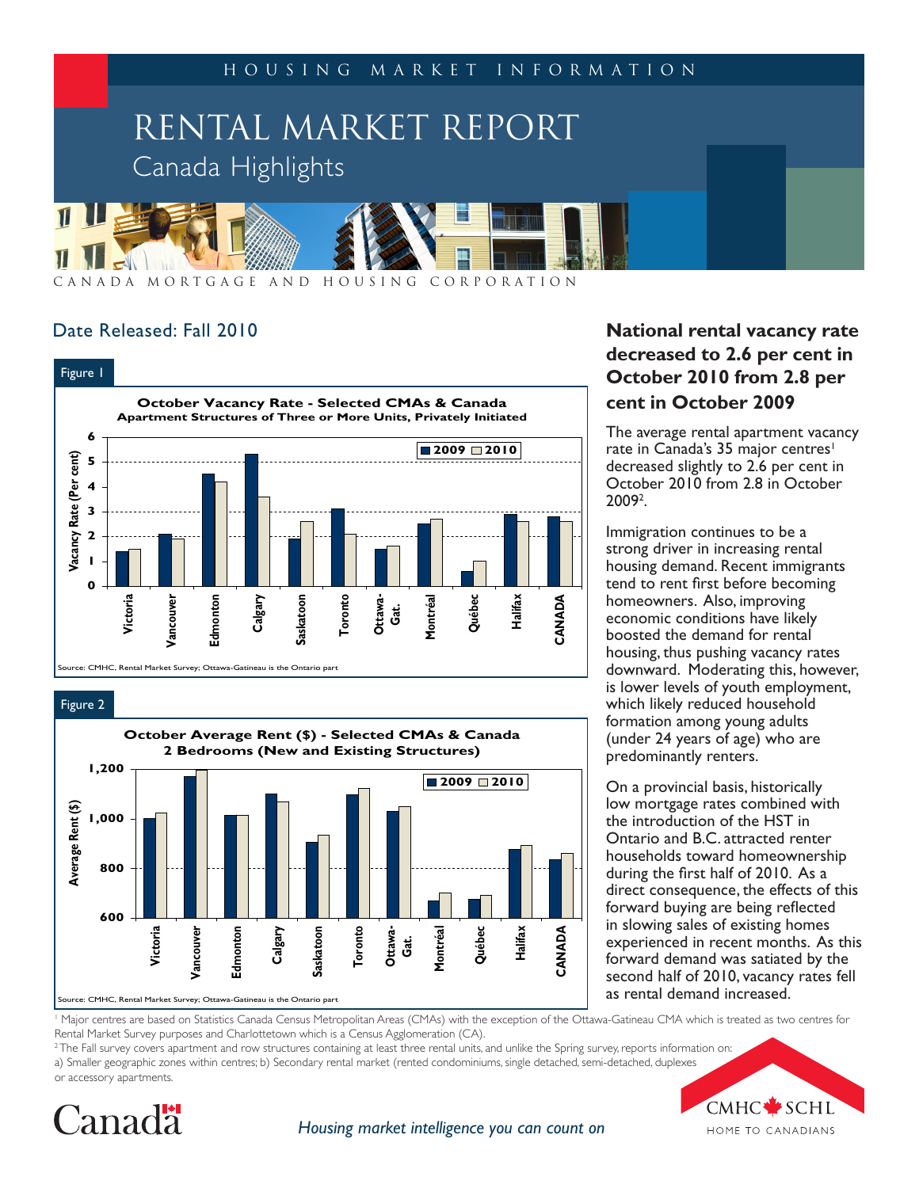HOUSING MARKET INFORMATION

# RENTAL MARKET REPORT

## Canada Highlights

CANADA MORTGAGE AND HOUSING CORPORATION

Date Released: Fall 2010

Figure 1

**October Vacancy Rate - Selected CMAs & Canada**
**Apartment Structures of Three or More Units, Privately Initiated**

Source: CMHC, Rental Market Survey; Ottawa-Gatineau is the Ontario part

Figure 2

**October Average Rent ($) - Selected CMAs & Canada**
**2 Bedrooms (New and Existing Structures)**

Source: CMHC, Rental Market Survey; Ottawa-Gatineau is the Ontario part

## National rental vacancy rate decreased to 2.6 per cent in October 2010 from 2.8 per cent in October 2009

The average rental apartment vacancy rate in Canada's 35 major centres[1] decreased slightly to 2.6 per cent in October 2010 from 2.8 in October 2009[2].

Immigration continues to be a strong driver in increasing rental housing demand. Recent immigrants tend to rent first before becoming homeowners. Also, improving economic conditions have likely boosted the demand for rental housing, thus pushing vacancy rates downward. Moderating this, however, is lower levels of youth employment, which likely reduced household formation among young adults (under 24 years of age) who are predominantly renters.

On a provincial basis, historically low mortgage rates combined with the introduction of the HST in Ontario and B.C. attracted renter households toward homeownership during the first half of 2010. As a direct consequence, the effects of this forward buying are being reflected in slowing sales of existing homes experienced in recent months. As this forward demand was satiated by the second half of 2010, vacancy rates fell as rental demand increased.

[1] Major centres are based on Statistics Canada Census Metropolitan Areas (CMAs) with the exception of the Ottawa-Gatineau CMA which is treated as two centres for Rental Market Survey purposes and Charlottetown which is a Census Agglomeration (CA).

[2] The Fall survey covers apartment and row structures containing at least three rental units, and unlike the Spring survey, reports information on: a) Smaller geographic zones within centres; b) Secondary rental market (rented condominiums, single detached, semi-detached, duplexes or accessory apartments.

*Housing market intelligence you can count on*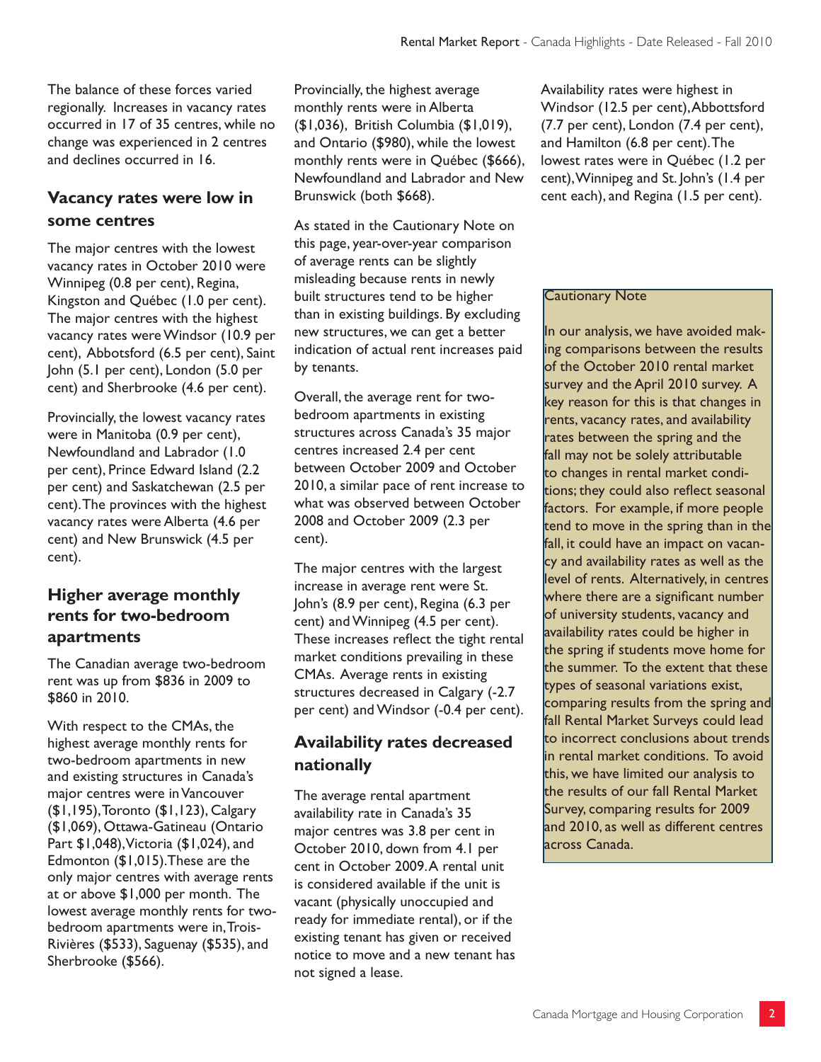The balance of these forces varied regionally. Increases in vacancy rates occurred in 17 of 35 centres, while no change was experienced in 2 centres and declines occurred in 16.

## Vacancy rates were low in some centres

The major centres with the lowest vacancy rates in October 2010 were Winnipeg (0.8 per cent), Regina, Kingston and Québec (1.0 per cent). The major centres with the highest vacancy rates were Windsor (10.9 per cent), Abbotsford (6.5 per cent), Saint John (5.1 per cent), London (5.0 per cent) and Sherbrooke (4.6 per cent).

Provincially, the lowest vacancy rates were in Manitoba (0.9 per cent), Newfoundland and Labrador (1.0 per cent), Prince Edward Island (2.2 per cent) and Saskatchewan (2.5 per cent). The provinces with the highest vacancy rates were Alberta (4.6 per cent) and New Brunswick (4.5 per cent).

## Higher average monthly rents for two-bedroom apartments

The Canadian average two-bedroom rent was up from $836 in 2009 to $860 in 2010.

With respect to the CMAs, the highest average monthly rents for two-bedroom apartments in new and existing structures in Canada's major centres were in Vancouver ($1,195), Toronto ($1,123), Calgary ($1,069), Ottawa-Gatineau (Ontario Part $1,048), Victoria ($1,024), and Edmonton ($1,015). These are the only major centres with average rents at or above $1,000 per month. The lowest average monthly rents for two-bedroom apartments were in, Trois-Rivières ($533), Saguenay ($535), and Sherbrooke ($566).

Provincially, the highest average monthly rents were in Alberta ($1,036), British Columbia ($1,019), and Ontario ($980), while the lowest monthly rents were in Québec ($666), Newfoundland and Labrador and New Brunswick (both $668).

As stated in the Cautionary Note on this page, year-over-year comparison of average rents can be slightly misleading because rents in newly built structures tend to be higher than in existing buildings. By excluding new structures, we can get a better indication of actual rent increases paid by tenants.

Overall, the average rent for two-bedroom apartments in existing structures across Canada's 35 major centres increased 2.4 per cent between October 2009 and October 2010, a similar pace of rent increase to what was observed between October 2008 and October 2009 (2.3 per cent).

The major centres with the largest increase in average rent were St. John's (8.9 per cent), Regina (6.3 per cent) and Winnipeg (4.5 per cent). These increases reflect the tight rental market conditions prevailing in these CMAs. Average rents in existing structures decreased in Calgary (-2.7 per cent) and Windsor (-0.4 per cent).

## Availability rates decreased nationally

The average rental apartment availability rate in Canada's 35 major centres was 3.8 per cent in October 2010, down from 4.1 per cent in October 2009. A rental unit is considered available if the unit is vacant (physically unoccupied and ready for immediate rental), or if the existing tenant has given or received notice to move and a new tenant has not signed a lease.

Availability rates were highest in Windsor (12.5 per cent), Abbottsford (7.7 per cent), London (7.4 per cent), and Hamilton (6.8 per cent). The lowest rates were in Québec (1.2 per cent), Winnipeg and St. John's (1.4 per cent each), and Regina (1.5 per cent).

**Cautionary Note**

In our analysis, we have avoided making comparisons between the results of the October 2010 rental market survey and the April 2010 survey. A key reason for this is that changes in rents, vacancy rates, and availability rates between the spring and the fall may not be solely attributable to changes in rental market conditions; they could also reflect seasonal factors. For example, if more people tend to move in the spring than in the fall, it could have an impact on vacancy and availability rates as well as the level of rents. Alternatively, in centres where there are a significant number of university students, vacancy and availability rates could be higher in the spring if students move home for the summer. To the extent that these types of seasonal variations exist, comparing results from the spring and fall Rental Market Surveys could lead to incorrect conclusions about trends in rental market conditions. To avoid this, we have limited our analysis to the results of our fall Rental Market Survey, comparing results for 2009 and 2010, as well as different centres across Canada.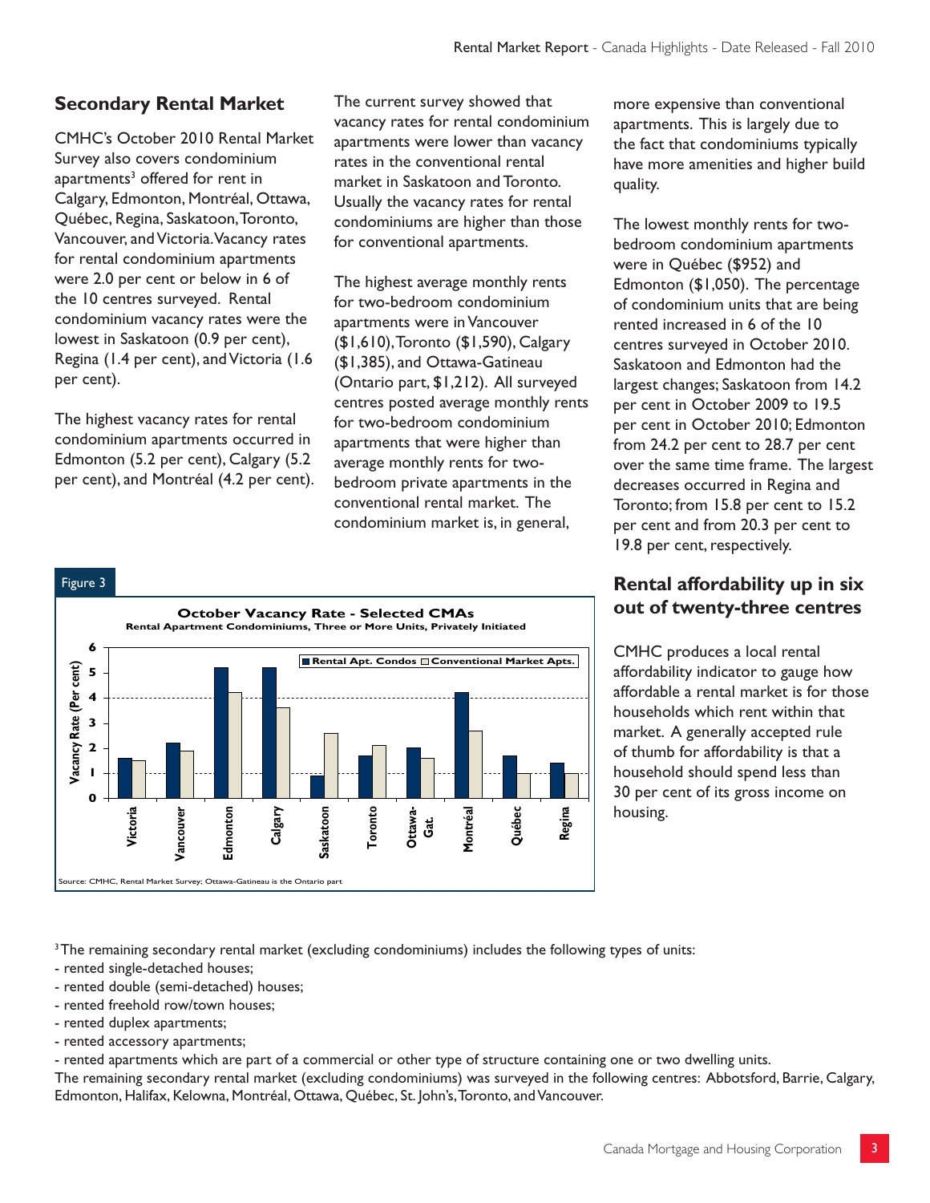## Secondary Rental Market

CMHC's October 2010 Rental Market Survey also covers condominium apartments[3] offered for rent in Calgary, Edmonton, Montréal, Ottawa, Québec, Regina, Saskatoon, Toronto, Vancouver, and Victoria. Vacancy rates for rental condominium apartments were 2.0 per cent or below in 6 of the 10 centres surveyed. Rental condominium vacancy rates were the lowest in Saskatoon (0.9 per cent), Regina (1.4 per cent), and Victoria (1.6 per cent).

The highest vacancy rates for rental condominium apartments occurred in Edmonton (5.2 per cent), Calgary (5.2 per cent), and Montréal (4.2 per cent).

The current survey showed that vacancy rates for rental condominium apartments were lower than vacancy rates in the conventional rental market in Saskatoon and Toronto. Usually the vacancy rates for rental condominiums are higher than those for conventional apartments.

The highest average monthly rents for two-bedroom condominium apartments were in Vancouver ($1,610), Toronto ($1,590), Calgary ($1,385), and Ottawa-Gatineau (Ontario part, $1,212). All surveyed centres posted average monthly rents for two-bedroom condominium apartments that were higher than average monthly rents for two-bedroom private apartments in the conventional rental market. The condominium market is, in general, more expensive than conventional apartments. This is largely due to the fact that condominiums typically have more amenities and higher build quality.

The lowest monthly rents for two-bedroom condominium apartments were in Québec ($952) and Edmonton ($1,050). The percentage of condominium units that are being rented increased in 6 of the 10 centres surveyed in October 2010. Saskatoon and Edmonton had the largest changes; Saskatoon from 14.2 per cent in October 2009 to 19.5 per cent in October 2010; Edmonton from 24.2 per cent to 28.7 per cent over the same time frame. The largest decreases occurred in Regina and Toronto; from 15.8 per cent to 15.2 per cent and from 20.3 per cent to 19.8 per cent, respectively.

Figure 3

**October Vacancy Rate - Selected CMAs**
**Rental Apartment Condominiums, Three or More Units, Privately Initiated**

Source: CMHC, Rental Market Survey; Ottawa-Gatineau is the Ontario part

## Rental affordability up in six out of twenty-three centres

CMHC produces a local rental affordability indicator to gauge how affordable a rental market is for those households which rent within that market. A generally accepted rule of thumb for affordability is that a household should spend less than 30 per cent of its gross income on housing.

[3] The remaining secondary rental market (excluding condominiums) includes the following types of units:
- rented single-detached houses;
- rented double (semi-detached) houses;
- rented freehold row/town houses;
- rented duplex apartments;
- rented accessory apartments;
- rented apartments which are part of a commercial or other type of structure containing one or two dwelling units.

The remaining secondary rental market (excluding condominiums) was surveyed in the following centres: Abbotsford, Barrie, Calgary, Edmonton, Halifax, Kelowna, Montréal, Ottawa, Québec, St. John's, Toronto, and Vancouver.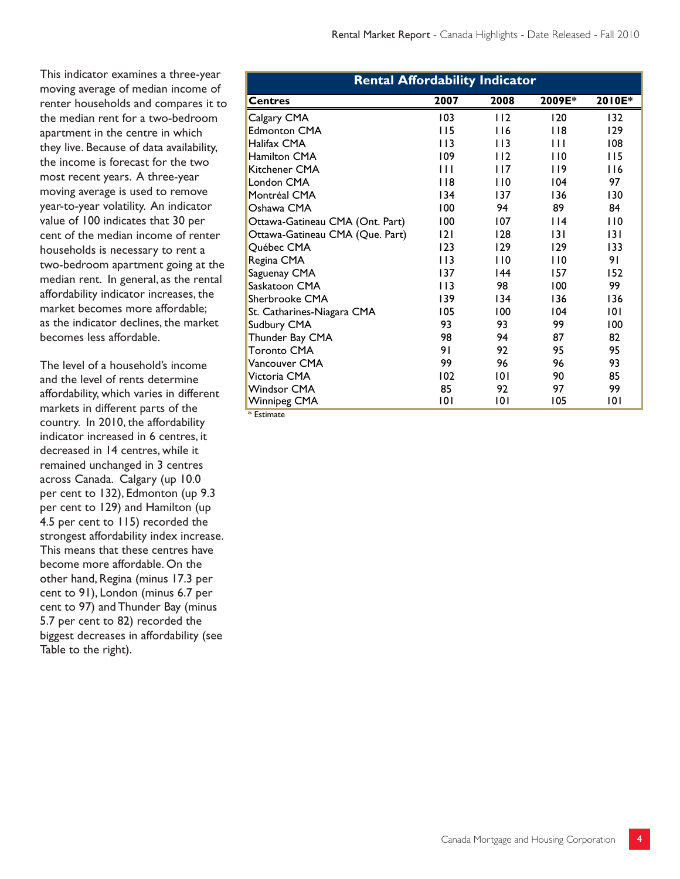This indicator examines a three-year moving average of median income of renter households and compares it to the median rent for a two-bedroom apartment in the centre in which they live. Because of data availability, the income is forecast for the two most recent years. A three-year moving average is used to remove year-to-year volatility. An indicator value of 100 indicates that 30 per cent of the median income of renter households is necessary to rent a two-bedroom apartment going at the median rent. In general, as the rental affordability indicator increases, the market becomes more affordable; as the indicator declines, the market becomes less affordable.

The level of a household's income and the level of rents determine affordability, which varies in different markets in different parts of the country. In 2010, the affordability indicator increased in 6 centres, it decreased in 14 centres, while it remained unchanged in 3 centres across Canada. Calgary (up 10.0 per cent to 132), Edmonton (up 9.3 per cent to 129) and Hamilton (up 4.5 per cent to 115) recorded the strongest affordability index increase. This means that these centres have become more affordable. On the other hand, Regina (minus 17.3 per cent to 91), London (minus 6.7 per cent to 97) and Thunder Bay (minus 5.7 per cent to 82) recorded the biggest decreases in affordability (see Table to the right).

**Rental Affordability Indicator**

| Centres | 2007 | 2008 | 2009E* | 2010E* |
|---|---|---|---|---|
| Calgary CMA | 103 | 112 | 120 | 132 |
| Edmonton CMA | 115 | 116 | 118 | 129 |
| Halifax CMA | 113 | 113 | 111 | 108 |
| Hamilton CMA | 109 | 112 | 110 | 115 |
| Kitchener CMA | 111 | 117 | 119 | 116 |
| London CMA | 118 | 110 | 104 | 97 |
| Montréal CMA | 134 | 137 | 136 | 130 |
| Oshawa CMA | 100 | 94 | 89 | 84 |
| Ottawa-Gatineau CMA (Ont. Part) | 100 | 107 | 114 | 110 |
| Ottawa-Gatineau CMA (Que. Part) | 121 | 128 | 131 | 131 |
| Québec CMA | 123 | 129 | 129 | 133 |
| Regina CMA | 113 | 110 | 110 | 91 |
| Saguenay CMA | 137 | 144 | 157 | 152 |
| Saskatoon CMA | 113 | 98 | 100 | 99 |
| Sherbrooke CMA | 139 | 134 | 136 | 136 |
| St. Catharines-Niagara CMA | 105 | 100 | 104 | 101 |
| Sudbury CMA | 93 | 93 | 99 | 100 |
| Thunder Bay CMA | 98 | 94 | 87 | 82 |
| Toronto CMA | 91 | 92 | 95 | 95 |
| Vancouver CMA | 99 | 96 | 96 | 93 |
| Victoria CMA | 102 | 101 | 90 | 85 |
| Windsor CMA | 85 | 92 | 97 | 99 |
| Winnipeg CMA | 101 | 101 | 105 | 101 |

\* Estimate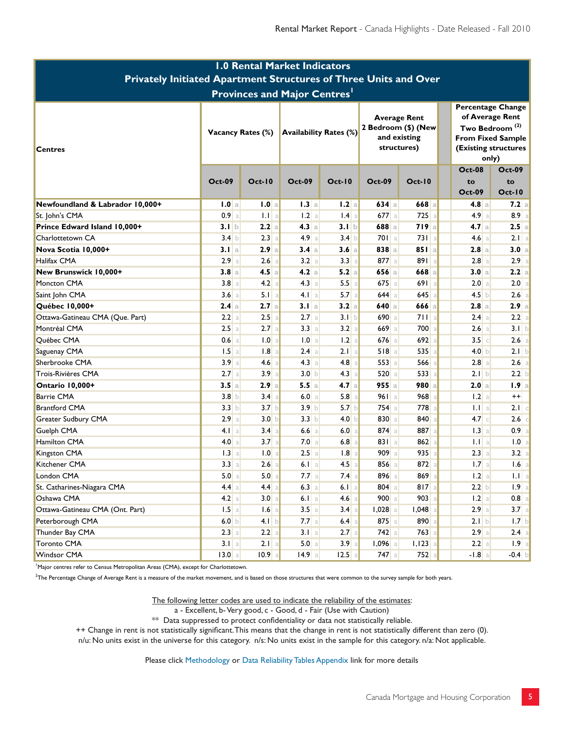## 1.0 Rental Market Indicators
### Privately Initiated Apartment Structures of Three Units and Over
### Provinces and Major Centres[1]

| Centres | Vacancy Rates (%) | | Availability Rates (%) | | Average Rent 2 Bedroom ($) (New and existing structures) | | Percentage Change of Average Rent Two Bedroom [2] From Fixed Sample (Existing structures only) | |
|---|---|---|---|---|---|---|---|---|
| | Oct-09 | Oct-10 | Oct-09 | Oct-10 | Oct-09 | Oct-10 | Oct-08 to Oct-09 | Oct-09 to Oct-10 |
| **Newfoundland & Labrador 10,000+** | **1.0** a | **1.0** a | **1.3** a | **1.2** a | **634** a | **668** a | **4.8** a | **7.2** a |
| St. John's CMA | 0.9 a | 1.1 a | 1.2 a | 1.4 a | 677 a | 725 a | 4.9 a | 8.9 a |
| **Prince Edward Island 10,000+** | **3.1** b | **2.2** a | **4.3** a | **3.1** b | **688** a | **719** a | **4.7** a | **2.5** a |
| Charlottetown CA | 3.4 b | 2.3 a | 4.9 a | 3.4 b | 701 a | 731 a | 4.6 a | 2.1 a |
| **Nova Scotia 10,000+** | **3.1** a | **2.9** a | **3.4** a | **3.6** a | **838** a | **851** a | **2.8** a | **3.0** a |
| Halifax CMA | 2.9 a | 2.6 a | 3.2 a | 3.3 a | 877 a | 891 a | 2.8 a | 2.9 a |
| **New Brunswick 10,000+** | **3.8** a | **4.5** a | **4.2** a | **5.2** a | **656** a | **668** a | **3.0** a | **2.2** a |
| Moncton CMA | 3.8 a | 4.2 a | 4.3 a | 5.5 a | 675 a | 691 a | 2.0 a | 2.0 a |
| Saint John CMA | 3.6 a | 5.1 a | 4.1 a | 5.7 a | 644 a | 645 a | 4.5 b | 2.6 a |
| **Québec 10,000+** | **2.4** a | **2.7** a | **3.1** a | **3.2** a | **640** a | **666** a | **2.8** a | **2.9** a |
| Ottawa-Gatineau CMA (Que. Part) | 2.2 a | 2.5 a | 2.7 a | 3.1 b | 690 a | 711 a | 2.4 a | 2.2 a |
| Montréal CMA | 2.5 a | 2.7 a | 3.3 a | 3.2 a | 669 a | 700 a | 2.6 a | 3.1 b |
| Québec CMA | 0.6 a | 1.0 a | 1.0 a | 1.2 a | 676 a | 692 a | 3.5 c | 2.6 a |
| Saguenay CMA | 1.5 a | 1.8 a | 2.4 a | 2.1 a | 518 a | 535 a | 4.0 b | 2.1 b |
| Sherbrooke CMA | 3.9 a | 4.6 a | 4.3 a | 4.8 a | 553 a | 566 a | 2.8 a | 2.6 a |
| Trois-Rivières CMA | 2.7 a | 3.9 a | 3.0 b | 4.3 a | 520 a | 533 a | 2.1 b | 2.2 b |
| **Ontario 10,000+** | **3.5** a | **2.9** a | **5.5** a | **4.7** a | **955** a | **980** a | **2.0** a | **1.9** a |
| Barrie CMA | 3.8 b | 3.4 a | 6.0 a | 5.8 a | 961 a | 968 a | 1.2 a | ++ |
| Brantford CMA | 3.3 b | 3.7 b | 3.9 b | 5.7 b | 754 a | 778 a | 1.1 a | 2.1 c |
| Greater Sudbury CMA | 2.9 a | 3.0 b | 3.3 b | 4.0 b | 830 a | 840 a | 4.7 c | 2.6 c |
| Guelph CMA | 4.1 a | 3.4 a | 6.6 a | 6.0 a | 874 a | 887 a | 1.3 a | 0.9 a |
| Hamilton CMA | 4.0 a | 3.7 a | 7.0 a | 6.8 a | 831 a | 862 a | 1.1 a | 1.0 a |
| Kingston CMA | 1.3 a | 1.0 a | 2.5 a | 1.8 a | 909 a | 935 a | 2.3 a | 3.2 a |
| Kitchener CMA | 3.3 a | 2.6 a | 6.1 a | 4.5 a | 856 a | 872 a | 1.7 a | 1.6 a |
| London CMA | 5.0 a | 5.0 a | 7.7 a | 7.4 a | 896 a | 869 a | 1.2 a | 1.1 a |
| St. Catharines-Niagara CMA | 4.4 a | 4.4 a | 6.3 a | 6.1 a | 804 a | 817 a | 2.2 b | 1.9 a |
| Oshawa CMA | 4.2 a | 3.0 a | 6.1 a | 4.6 a | 900 a | 903 a | 1.2 a | 0.8 a |
| Ottawa-Gatineau CMA (Ont. Part) | 1.5 a | 1.6 a | 3.5 a | 3.4 a | 1,028 a | 1,048 a | 2.9 a | 3.7 a |
| Peterborough CMA | 6.0 b | 4.1 b | 7.7 a | 6.4 a | 875 a | 890 a | 2.1 b | 1.7 b |
| Thunder Bay CMA | 2.3 a | 2.2 a | 3.1 a | 2.7 a | 742 a | 763 a | 2.9 a | 2.4 a |
| Toronto CMA | 3.1 a | 2.1 a | 5.0 a | 3.9 a | 1,096 a | 1,123 a | 2.2 a | 1.9 a |
| Windsor CMA | 13.0 a | 10.9 a | 14.9 a | 12.5 a | 747 a | 752 a | -1.8 a | -0.4 b |

[1]Major centres refer to Census Metropolitan Areas (CMA), except for Charlottetown.

[2]The Percentage Change of Average Rent is a measure of the market movement, and is based on those structures that were common to the survey sample for both years.

The following letter codes are used to indicate the reliability of the estimates:
a - Excellent, b- Very good, c - Good, d - Fair (Use with Caution)
** Data suppressed to protect confidentiality or data not statistically reliable.
++ Change in rent is not statistically significant. This means that the change in rent is not statistically different than zero (0).
n/u: No units exist in the universe for this category. n/s: No units exist in the sample for this category. n/a: Not applicable.

Please click Methodology or Data Reliability Tables Appendix link for more details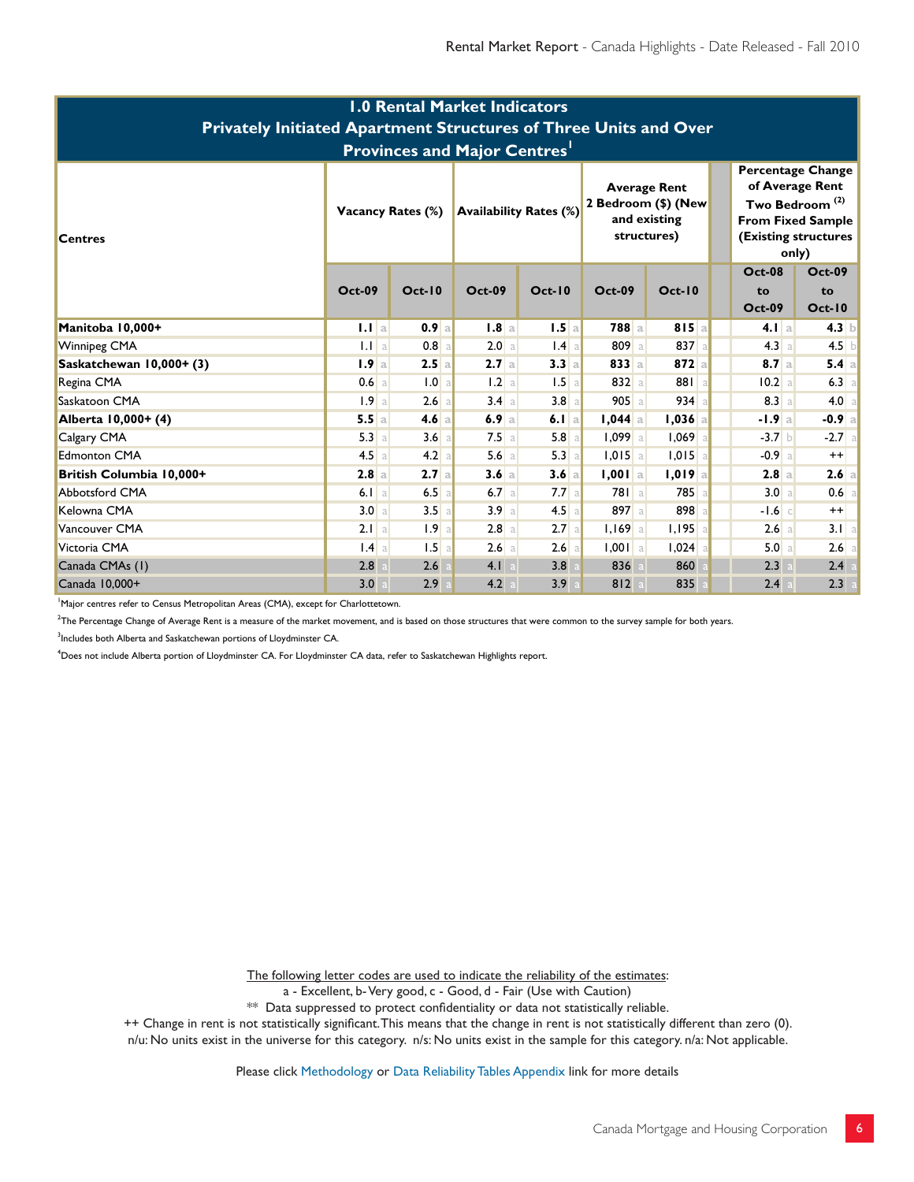## 1.0 Rental Market Indicators
### Privately Initiated Apartment Structures of Three Units and Over
### Provinces and Major Centres[1]

| Centres | Vacancy Rates (%) | | Availability Rates (%) | | Average Rent 2 Bedroom ($) (New and existing structures) | | Percentage Change of Average Rent Two Bedroom [2] From Fixed Sample (Existing structures only) | |
|---|---|---|---|---|---|---|---|---|
| | Oct-09 | Oct-10 | Oct-09 | Oct-10 | Oct-09 | Oct-10 | Oct-08 to Oct-09 | Oct-09 to Oct-10 |
| **Manitoba 10,000+** | **1.1** a | **0.9** a | **1.8** a | **1.5** a | **788** a | **815** a | **4.1** a | **4.3** b |
| Winnipeg CMA | 1.1 a | 0.8 a | 2.0 a | 1.4 a | 809 a | 837 a | 4.3 a | 4.5 b |
| **Saskatchewan 10,000+ (3)** | **1.9** a | **2.5** a | **2.7** a | **3.3** a | **833** a | **872** a | **8.7** a | **5.4** a |
| Regina CMA | 0.6 a | 1.0 a | 1.2 a | 1.5 a | 832 a | 881 a | 10.2 a | 6.3 a |
| Saskatoon CMA | 1.9 a | 2.6 a | 3.4 a | 3.8 a | 905 a | 934 a | 8.3 a | 4.0 a |
| **Alberta 10,000+ (4)** | **5.5** a | **4.6** a | **6.9** a | **6.1** a | **1,044** a | **1,036** a | **-1.9** a | **-0.9** a |
| Calgary CMA | 5.3 a | 3.6 a | 7.5 a | 5.8 a | 1,099 a | 1,069 a | -3.7 b | -2.7 a |
| Edmonton CMA | 4.5 a | 4.2 a | 5.6 a | 5.3 a | 1,015 a | 1,015 a | -0.9 a | ++ |
| **British Columbia 10,000+** | **2.8** a | **2.7** a | **3.6** a | **3.6** a | **1,001** a | **1,019** a | **2.8** a | **2.6** a |
| Abbotsford CMA | 6.1 a | 6.5 a | 6.7 a | 7.7 a | 781 a | 785 a | 3.0 a | 0.6 a |
| Kelowna CMA | 3.0 a | 3.5 a | 3.9 a | 4.5 a | 897 a | 898 a | -1.6 c | ++ |
| Vancouver CMA | 2.1 a | 1.9 a | 2.8 a | 2.7 a | 1,169 a | 1,195 a | 2.6 a | 3.1 a |
| Victoria CMA | 1.4 a | 1.5 a | 2.6 a | 2.6 a | 1,001 a | 1,024 a | 5.0 a | 2.6 a |
| Canada CMAs (1) | 2.8 a | 2.6 a | 4.1 a | 3.8 a | 836 a | 860 a | 2.3 a | 2.4 a |
| Canada 10,000+ | 3.0 a | 2.9 a | 4.2 a | 3.9 a | 812 a | 835 a | 2.4 a | 2.3 a |

[1]Major centres refer to Census Metropolitan Areas (CMA), except for Charlottetown.

[2]The Percentage Change of Average Rent is a measure of the market movement, and is based on those structures that were common to the survey sample for both years.

[3]Includes both Alberta and Saskatchewan portions of Lloydminster CA.

[4]Does not include Alberta portion of Lloydminster CA. For Lloydminster CA data, refer to Saskatchewan Highlights report.

The following letter codes are used to indicate the reliability of the estimates:
a - Excellent, b- Very good, c - Good, d - Fair (Use with Caution)
** Data suppressed to protect confidentiality or data not statistically reliable.
++ Change in rent is not statistically significant. This means that the change in rent is not statistically different than zero (0).
n/u: No units exist in the universe for this category. n/s: No units exist in the sample for this category. n/a: Not applicable.

Please click Methodology or Data Reliability Tables Appendix link for more details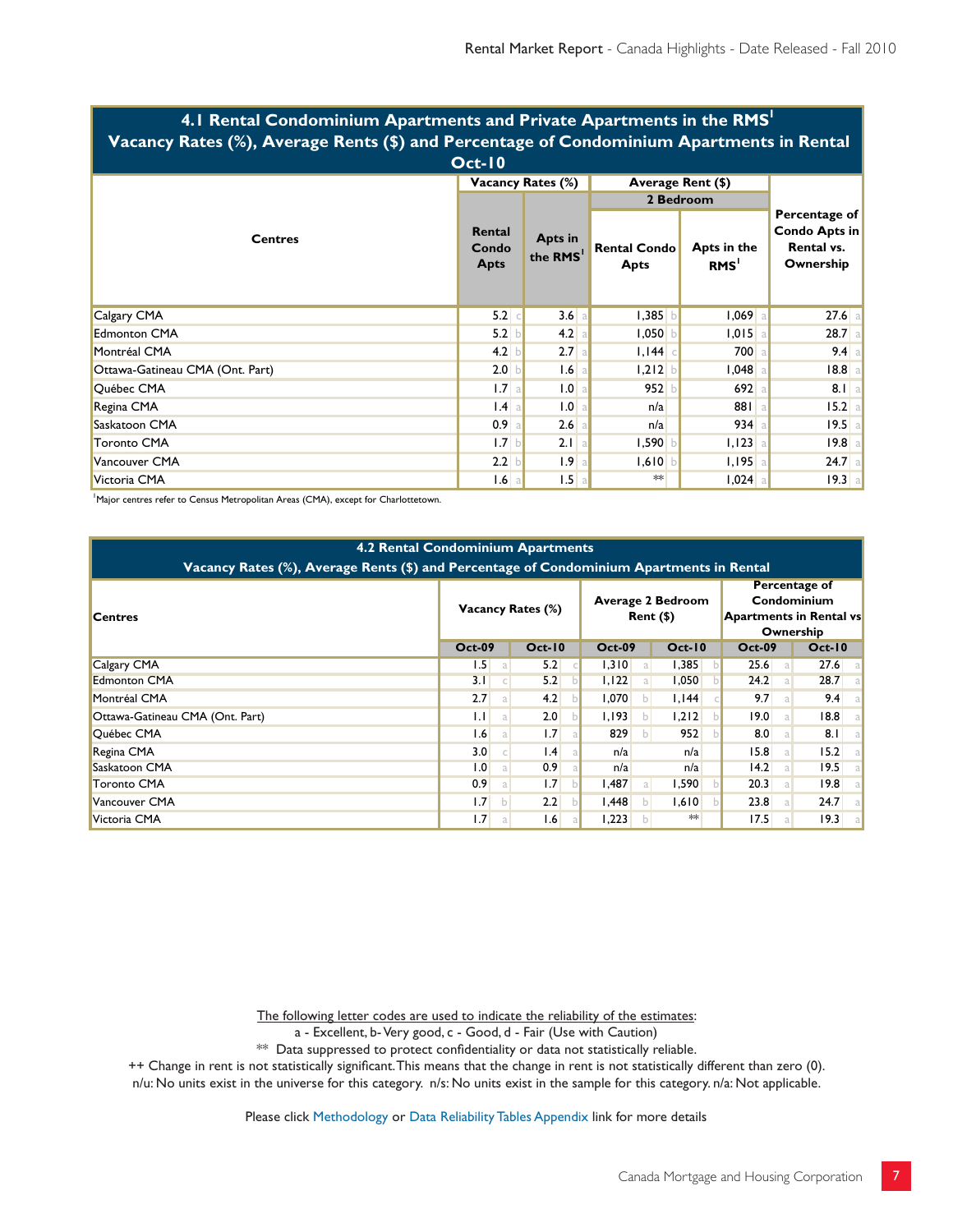## 4.1 Rental Condominium Apartments and Private Apartments in the RMS[1]
## Vacancy Rates (%), Average Rents ($) and Percentage of Condominium Apartments in Rental
## Oct-10

| Centres | Vacancy Rates (%) | | Average Rent ($) 2 Bedroom | | Percentage of Condo Apts in Rental vs. Ownership |
|---|---|---|---|---|---|
| | Rental Condo Apts | Apts in the RMS[1] | Rental Condo Apts | Apts in the RMS[1] | |
| Calgary CMA | 5.2 c | 3.6 a | 1,385 b | 1,069 a | 27.6 a |
| Edmonton CMA | 5.2 b | 4.2 a | 1,050 b | 1,015 a | 28.7 a |
| Montréal CMA | 4.2 b | 2.7 a | 1,144 c | 700 a | 9.4 a |
| Ottawa-Gatineau CMA (Ont. Part) | 2.0 b | 1.6 a | 1,212 b | 1,048 a | 18.8 a |
| Québec CMA | 1.7 a | 1.0 a | 952 b | 692 a | 8.1 a |
| Regina CMA | 1.4 a | 1.0 a | n/a | 881 a | 15.2 a |
| Saskatoon CMA | 0.9 a | 2.6 a | n/a | 934 a | 19.5 a |
| Toronto CMA | 1.7 b | 2.1 a | 1,590 b | 1,123 a | 19.8 a |
| Vancouver CMA | 2.2 b | 1.9 a | 1,610 b | 1,195 a | 24.7 a |
| Victoria CMA | 1.6 a | 1.5 a | ** | 1,024 a | 19.3 a |

[1]Major centres refer to Census Metropolitan Areas (CMA), except for Charlottetown.

## 4.2 Rental Condominium Apartments
## Vacancy Rates (%), Average Rents ($) and Percentage of Condominium Apartments in Rental

| Centres | Vacancy Rates (%) | | Average 2 Bedroom Rent ($) | | Percentage of Condominium Apartments in Rental vs Ownership | |
|---|---|---|---|---|---|---|
| | Oct-09 | Oct-10 | Oct-09 | Oct-10 | Oct-09 | Oct-10 |
| Calgary CMA | 1.5 a | 5.2 c | 1,310 a | 1,385 b | 25.6 a | 27.6 a |
| Edmonton CMA | 3.1 c | 5.2 b | 1,122 a | 1,050 b | 24.2 a | 28.7 a |
| Montréal CMA | 2.7 a | 4.2 b | 1,070 b | 1,144 c | 9.7 a | 9.4 a |
| Ottawa-Gatineau CMA (Ont. Part) | 1.1 a | 2.0 b | 1,193 b | 1,212 b | 19.0 a | 18.8 a |
| Québec CMA | 1.6 a | 1.7 a | 829 b | 952 b | 8.0 a | 8.1 a |
| Regina CMA | 3.0 c | 1.4 a | n/a | n/a | 15.8 a | 15.2 a |
| Saskatoon CMA | 1.0 a | 0.9 a | n/a | n/a | 14.2 a | 19.5 a |
| Toronto CMA | 0.9 a | 1.7 b | 1,487 a | 1,590 b | 20.3 a | 19.8 a |
| Vancouver CMA | 1.7 b | 2.2 b | 1,448 b | 1,610 b | 23.8 a | 24.7 a |
| Victoria CMA | 1.7 a | 1.6 a | 1,223 b | ** | 17.5 a | 19.3 a |

The following letter codes are used to indicate the reliability of the estimates:
a - Excellent, b- Very good, c - Good, d - Fair (Use with Caution)
** Data suppressed to protect confidentiality or data not statistically reliable.
++ Change in rent is not statistically significant. This means that the change in rent is not statistically different than zero (0).
n/u: No units exist in the universe for this category. n/s: No units exist in the sample for this category. n/a: Not applicable.

Please click Methodology or Data Reliability Tables Appendix link for more details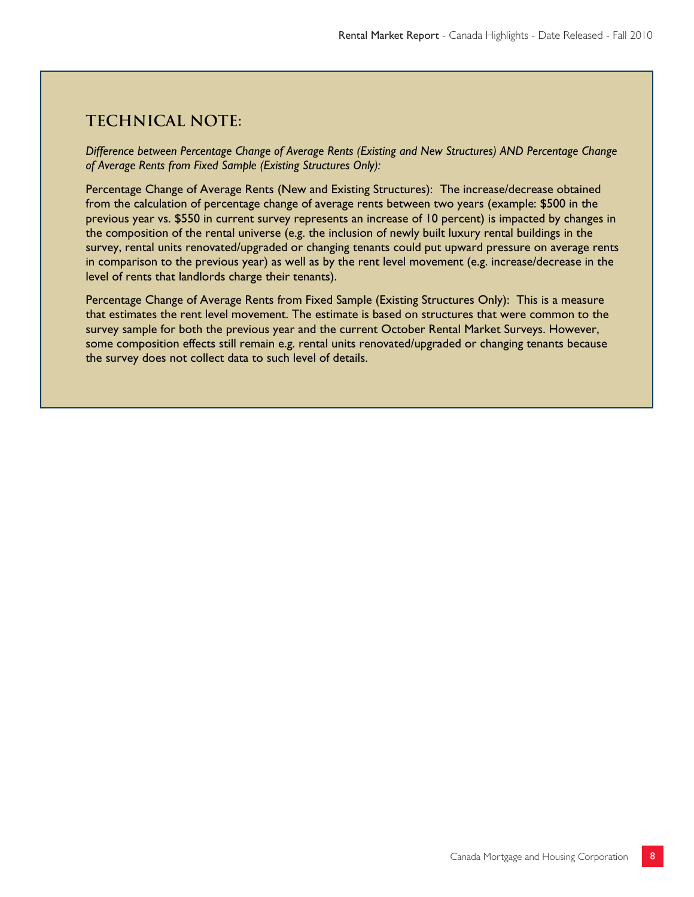## TECHNICAL NOTE:

*Difference between Percentage Change of Average Rents (Existing and New Structures) AND Percentage Change of Average Rents from Fixed Sample (Existing Structures Only):*

Percentage Change of Average Rents (New and Existing Structures): The increase/decrease obtained from the calculation of percentage change of average rents between two years (example: $500 in the previous year vs. $550 in current survey represents an increase of 10 percent) is impacted by changes in the composition of the rental universe (e.g. the inclusion of newly built luxury rental buildings in the survey, rental units renovated/upgraded or changing tenants could put upward pressure on average rents in comparison to the previous year) as well as by the rent level movement (e.g. increase/decrease in the level of rents that landlords charge their tenants).

Percentage Change of Average Rents from Fixed Sample (Existing Structures Only): This is a measure that estimates the rent level movement. The estimate is based on structures that were common to the survey sample for both the previous year and the current October Rental Market Surveys. However, some composition effects still remain e.g. rental units renovated/upgraded or changing tenants because the survey does not collect data to such level of details.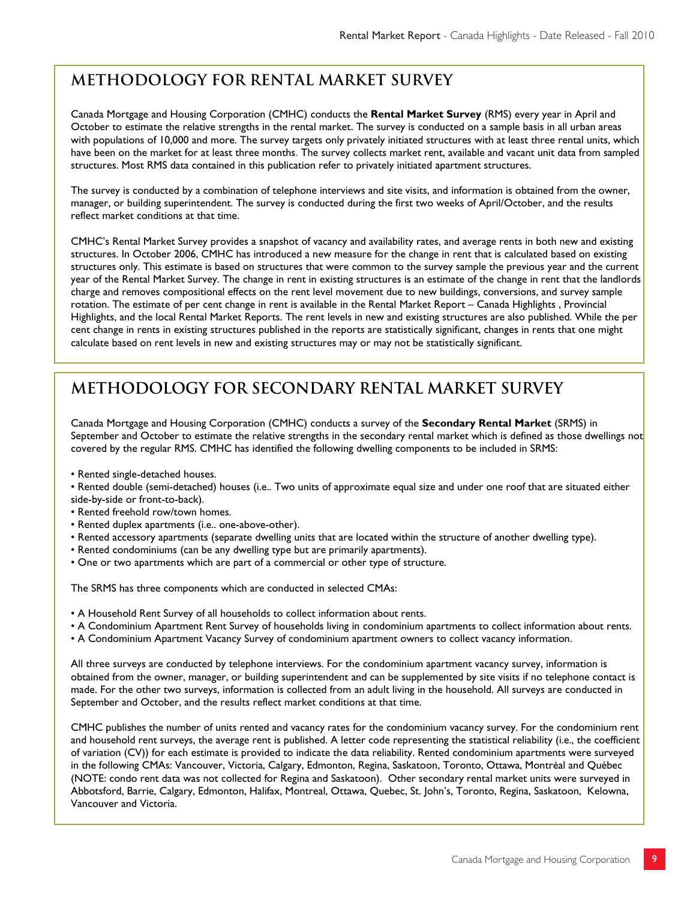## METHODOLOGY FOR RENTAL MARKET SURVEY

Canada Mortgage and Housing Corporation (CMHC) conducts the **Rental Market Survey** (RMS) every year in April and October to estimate the relative strengths in the rental market. The survey is conducted on a sample basis in all urban areas with populations of 10,000 and more. The survey targets only privately initiated structures with at least three rental units, which have been on the market for at least three months. The survey collects market rent, available and vacant unit data from sampled structures. Most RMS data contained in this publication refer to privately initiated apartment structures.

The survey is conducted by a combination of telephone interviews and site visits, and information is obtained from the owner, manager, or building superintendent. The survey is conducted during the first two weeks of April/October, and the results reflect market conditions at that time.

CMHC's Rental Market Survey provides a snapshot of vacancy and availability rates, and average rents in both new and existing structures. In October 2006, CMHC has introduced a new measure for the change in rent that is calculated based on existing structures only. This estimate is based on structures that were common to the survey sample the previous year and the current year of the Rental Market Survey. The change in rent in existing structures is an estimate of the change in rent that the landlords charge and removes compositional effects on the rent level movement due to new buildings, conversions, and survey sample rotation. The estimate of per cent change in rent is available in the Rental Market Report – Canada Highlights , Provincial Highlights, and the local Rental Market Reports. The rent levels in new and existing structures are also published. While the per cent change in rents in existing structures published in the reports are statistically significant, changes in rents that one might calculate based on rent levels in new and existing structures may or may not be statistically significant.

## METHODOLOGY FOR SECONDARY RENTAL MARKET SURVEY

Canada Mortgage and Housing Corporation (CMHC) conducts a survey of the **Secondary Rental Market** (SRMS) in September and October to estimate the relative strengths in the secondary rental market which is defined as those dwellings not covered by the regular RMS. CMHC has identified the following dwelling components to be included in SRMS:

- Rented single-detached houses.
- Rented double (semi-detached) houses (i.e.. Two units of approximate equal size and under one roof that are situated either side-by-side or front-to-back).
- Rented freehold row/town homes.
- Rented duplex apartments (i.e.. one-above-other).
- Rented accessory apartments (separate dwelling units that are located within the structure of another dwelling type).
- Rented condominiums (can be any dwelling type but are primarily apartments).
- One or two apartments which are part of a commercial or other type of structure.

The SRMS has three components which are conducted in selected CMAs:

- A Household Rent Survey of all households to collect information about rents.
- A Condominium Apartment Rent Survey of households living in condominium apartments to collect information about rents.
- A Condominium Apartment Vacancy Survey of condominium apartment owners to collect vacancy information.

All three surveys are conducted by telephone interviews. For the condominium apartment vacancy survey, information is obtained from the owner, manager, or building superintendent and can be supplemented by site visits if no telephone contact is made. For the other two surveys, information is collected from an adult living in the household. All surveys are conducted in September and October, and the results reflect market conditions at that time.

CMHC publishes the number of units rented and vacancy rates for the condominium vacancy survey. For the condominium rent and household rent surveys, the average rent is published. A letter code representing the statistical reliability (i.e., the coefficient of variation (CV)) for each estimate is provided to indicate the data reliability. Rented condominium apartments were surveyed in the following CMAs: Vancouver, Victoria, Calgary, Edmonton, Regina, Saskatoon, Toronto, Ottawa, Montréal and Québec (NOTE: condo rent data was not collected for Regina and Saskatoon). Other secondary rental market units were surveyed in Abbotsford, Barrie, Calgary, Edmonton, Halifax, Montreal, Ottawa, Quebec, St. John's, Toronto, Regina, Saskatoon, Kelowna, Vancouver and Victoria.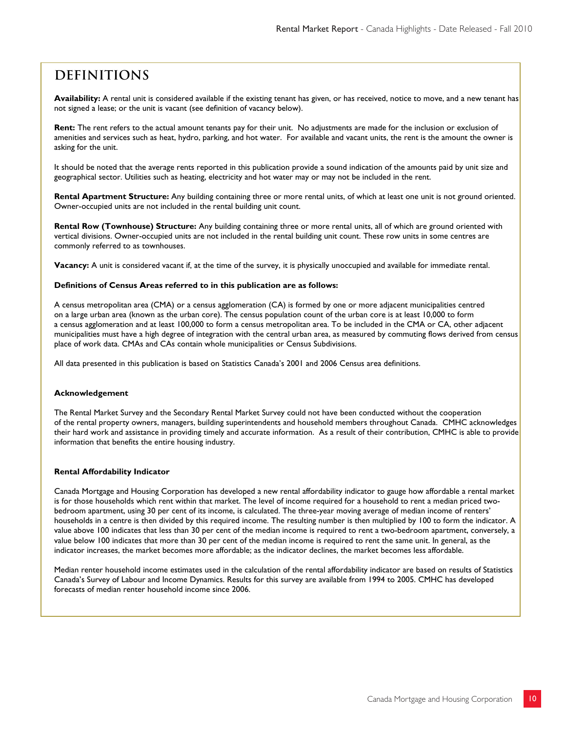# DEFINITIONS

**Availability:** A rental unit is considered available if the existing tenant has given, or has received, notice to move, and a new tenant has not signed a lease; or the unit is vacant (see definition of vacancy below).

**Rent:** The rent refers to the actual amount tenants pay for their unit. No adjustments are made for the inclusion or exclusion of amenities and services such as heat, hydro, parking, and hot water. For available and vacant units, the rent is the amount the owner is asking for the unit.

It should be noted that the average rents reported in this publication provide a sound indication of the amounts paid by unit size and geographical sector. Utilities such as heating, electricity and hot water may or may not be included in the rent.

**Rental Apartment Structure:** Any building containing three or more rental units, of which at least one unit is not ground oriented. Owner-occupied units are not included in the rental building unit count.

**Rental Row (Townhouse) Structure:** Any building containing three or more rental units, all of which are ground oriented with vertical divisions. Owner-occupied units are not included in the rental building unit count. These row units in some centres are commonly referred to as townhouses.

**Vacancy:** A unit is considered vacant if, at the time of the survey, it is physically unoccupied and available for immediate rental.

**Definitions of Census Areas referred to in this publication are as follows:**

A census metropolitan area (CMA) or a census agglomeration (CA) is formed by one or more adjacent municipalities centred on a large urban area (known as the urban core). The census population count of the urban core is at least 10,000 to form a census agglomeration and at least 100,000 to form a census metropolitan area. To be included in the CMA or CA, other adjacent municipalities must have a high degree of integration with the central urban area, as measured by commuting flows derived from census place of work data. CMAs and CAs contain whole municipalities or Census Subdivisions.

All data presented in this publication is based on Statistics Canada's 2001 and 2006 Census area definitions.

**Acknowledgement**

The Rental Market Survey and the Secondary Rental Market Survey could not have been conducted without the cooperation of the rental property owners, managers, building superintendents and household members throughout Canada. CMHC acknowledges their hard work and assistance in providing timely and accurate information. As a result of their contribution, CMHC is able to provide information that benefits the entire housing industry.

**Rental Affordability Indicator**

Canada Mortgage and Housing Corporation has developed a new rental affordability indicator to gauge how affordable a rental market is for those households which rent within that market. The level of income required for a household to rent a median priced two-bedroom apartment, using 30 per cent of its income, is calculated. The three-year moving average of median income of renters' households in a centre is then divided by this required income. The resulting number is then multiplied by 100 to form the indicator. A value above 100 indicates that less than 30 per cent of the median income is required to rent a two-bedroom apartment, conversely, a value below 100 indicates that more than 30 per cent of the median income is required to rent the same unit. In general, as the indicator increases, the market becomes more affordable; as the indicator declines, the market becomes less affordable.

Median renter household income estimates used in the calculation of the rental affordability indicator are based on results of Statistics Canada's Survey of Labour and Income Dynamics. Results for this survey are available from 1994 to 2005. CMHC has developed forecasts of median renter household income since 2006.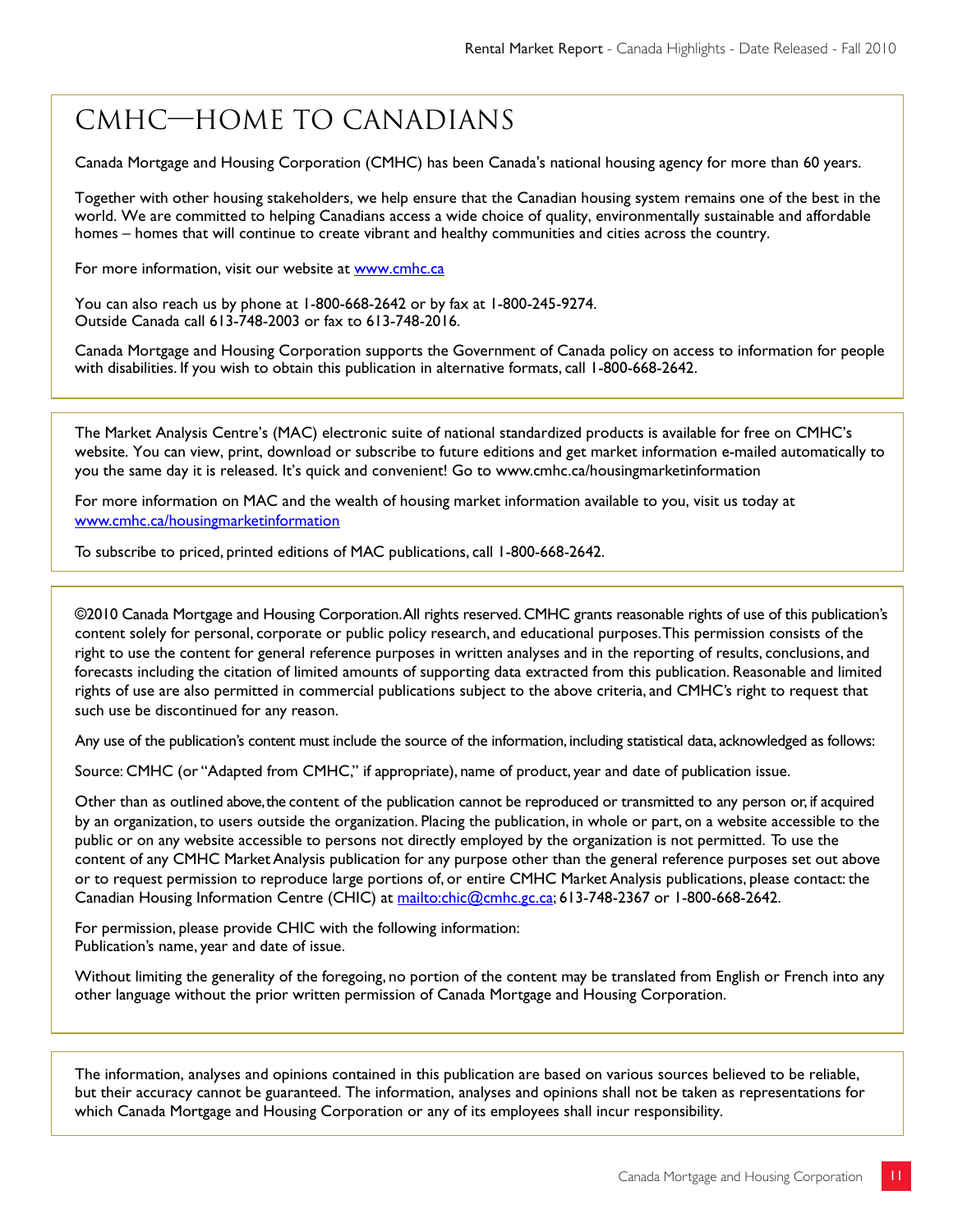# CMHC—HOME TO CANADIANS

Canada Mortgage and Housing Corporation (CMHC) has been Canada's national housing agency for more than 60 years.

Together with other housing stakeholders, we help ensure that the Canadian housing system remains one of the best in the world. We are committed to helping Canadians access a wide choice of quality, environmentally sustainable and affordable homes – homes that will continue to create vibrant and healthy communities and cities across the country.

For more information, visit our website at www.cmhc.ca

You can also reach us by phone at 1-800-668-2642 or by fax at 1-800-245-9274.
Outside Canada call 613-748-2003 or fax to 613-748-2016.

Canada Mortgage and Housing Corporation supports the Government of Canada policy on access to information for people with disabilities. If you wish to obtain this publication in alternative formats, call 1-800-668-2642.

---

The Market Analysis Centre's (MAC) electronic suite of national standardized products is available for free on CMHC's website. You can view, print, download or subscribe to future editions and get market information e-mailed automatically to you the same day it is released. It's quick and convenient! Go to www.cmhc.ca/housingmarketinformation

For more information on MAC and the wealth of housing market information available to you, visit us today at www.cmhc.ca/housingmarketinformation

To subscribe to priced, printed editions of MAC publications, call 1-800-668-2642.

---

©2010 Canada Mortgage and Housing Corporation. All rights reserved. CMHC grants reasonable rights of use of this publication's content solely for personal, corporate or public policy research, and educational purposes. This permission consists of the right to use the content for general reference purposes in written analyses and in the reporting of results, conclusions, and forecasts including the citation of limited amounts of supporting data extracted from this publication. Reasonable and limited rights of use are also permitted in commercial publications subject to the above criteria, and CMHC's right to request that such use be discontinued for any reason.

Any use of the publication's content must include the source of the information, including statistical data, acknowledged as follows:

Source: CMHC (or "Adapted from CMHC," if appropriate), name of product, year and date of publication issue.

Other than as outlined above, the content of the publication cannot be reproduced or transmitted to any person or, if acquired by an organization, to users outside the organization. Placing the publication, in whole or part, on a website accessible to the public or on any website accessible to persons not directly employed by the organization is not permitted. To use the content of any CMHC Market Analysis publication for any purpose other than the general reference purposes set out above or to request permission to reproduce large portions of, or entire CMHC Market Analysis publications, please contact: the Canadian Housing Information Centre (CHIC) at mailto:chic@cmhc.gc.ca; 613-748-2367 or 1-800-668-2642.

For permission, please provide CHIC with the following information:
Publication's name, year and date of issue.

Without limiting the generality of the foregoing, no portion of the content may be translated from English or French into any other language without the prior written permission of Canada Mortgage and Housing Corporation.

---

The information, analyses and opinions contained in this publication are based on various sources believed to be reliable, but their accuracy cannot be guaranteed. The information, analyses and opinions shall not be taken as representations for which Canada Mortgage and Housing Corporation or any of its employees shall incur responsibility.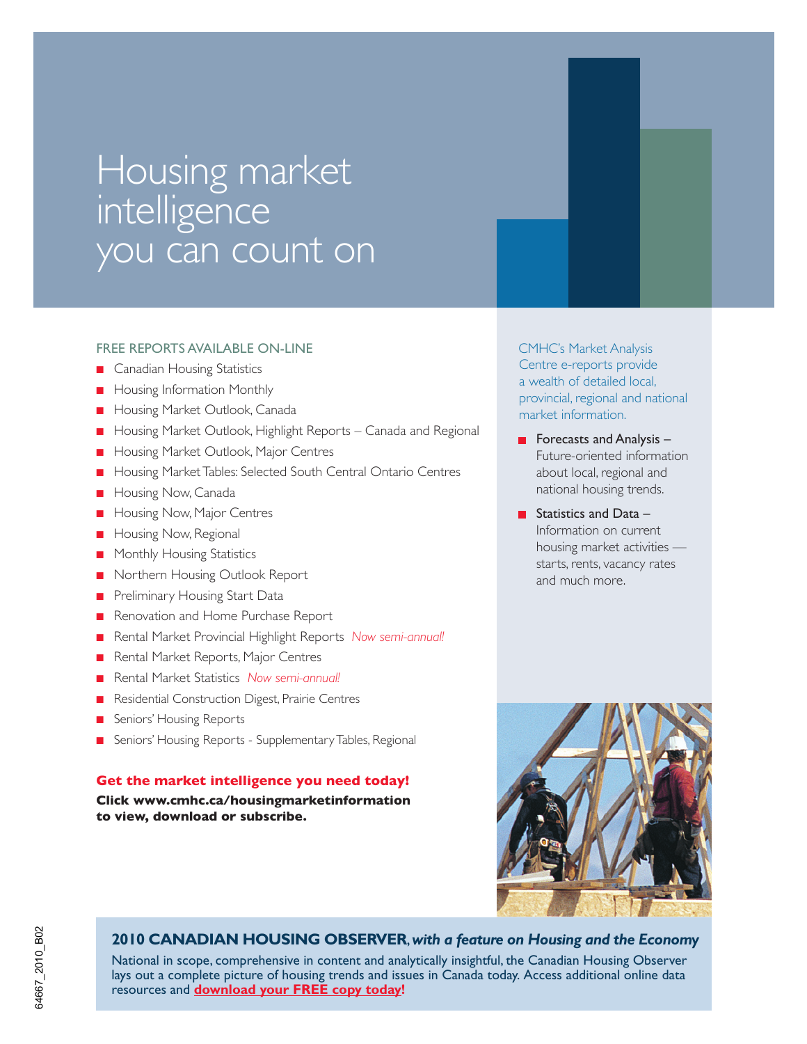# Housing market intelligence you can count on

FREE REPORTS AVAILABLE ON-LINE

- Canadian Housing Statistics
- Housing Information Monthly
- Housing Market Outlook, Canada
- Housing Market Outlook, Highlight Reports – Canada and Regional
- Housing Market Outlook, Major Centres
- Housing Market Tables: Selected South Central Ontario Centres
- Housing Now, Canada
- Housing Now, Major Centres
- Housing Now, Regional
- Monthly Housing Statistics
- Northern Housing Outlook Report
- Preliminary Housing Start Data
- Renovation and Home Purchase Report
- Rental Market Provincial Highlight Reports *Now semi-annual!*
- Rental Market Reports, Major Centres
- Rental Market Statistics *Now semi-annual!*
- Residential Construction Digest, Prairie Centres
- Seniors' Housing Reports
- Seniors' Housing Reports - Supplementary Tables, Regional

**Get the market intelligence you need today!**

**Click www.cmhc.ca/housingmarketinformation to view, download or subscribe.**

CMHC's Market Analysis Centre e-reports provide a wealth of detailed local, provincial, regional and national market information.

- Forecasts and Analysis – Future-oriented information about local, regional and national housing trends.
- Statistics and Data – Information on current housing market activities — starts, rents, vacancy rates and much more.

**2010 CANADIAN HOUSING OBSERVER**, ***with a feature on Housing and the Economy***

National in scope, comprehensive in content and analytically insightful, the Canadian Housing Observer lays out a complete picture of housing trends and issues in Canada today. Access additional online data resources and **download your FREE copy today!**

64667_2010_B02